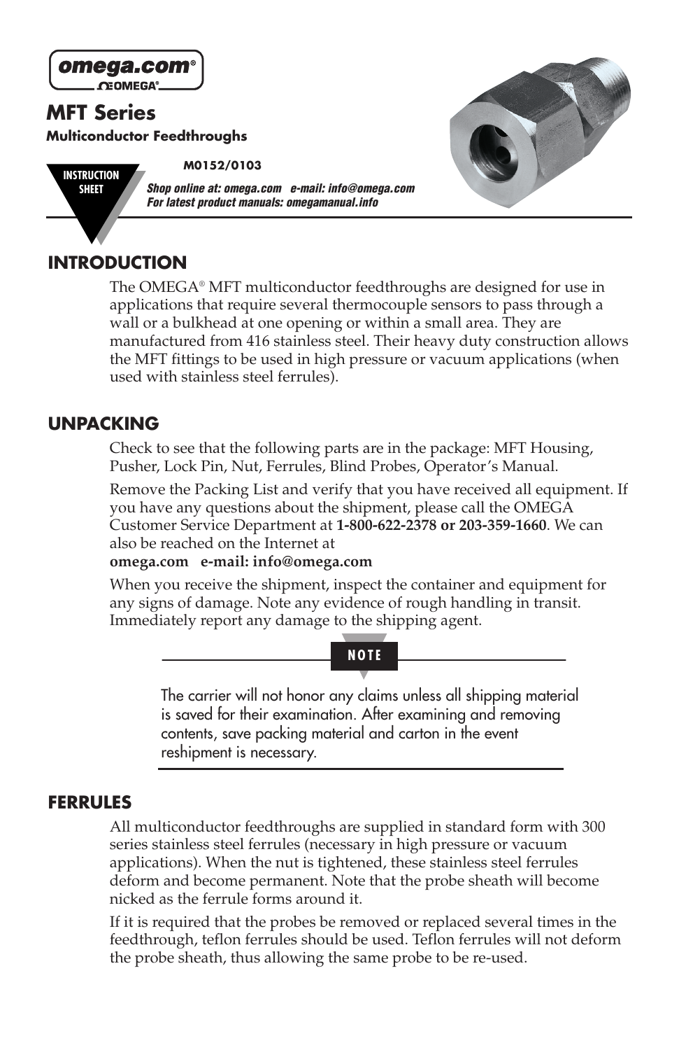omega.com®
OMEGA®

# MFT Series

**Multiconductor Feedthroughs**

INSTRUCTION SHEET

**M0152/0103**

***Shop online at: omega.com e-mail: info@omega.com***
***For latest product manuals: omegamanual.info***

## INTRODUCTION

The OMEGA® MFT multiconductor feedthroughs are designed for use in applications that require several thermocouple sensors to pass through a wall or a bulkhead at one opening or within a small area. They are manufactured from 416 stainless steel. Their heavy duty construction allows the MFT fittings to be used in high pressure or vacuum applications (when used with stainless steel ferrules).

## UNPACKING

Check to see that the following parts are in the package: MFT Housing, Pusher, Lock Pin, Nut, Ferrules, Blind Probes, Operator's Manual.

Remove the Packing List and verify that you have received all equipment. If you have any questions about the shipment, please call the OMEGA Customer Service Department at **1-800-622-2378 or 203-359-1660**. We can also be reached on the Internet at
**omega.com e-mail: info@omega.com**

When you receive the shipment, inspect the container and equipment for any signs of damage. Note any evidence of rough handling in transit. Immediately report any damage to the shipping agent.

**NOTE**

The carrier will not honor any claims unless all shipping material is saved for their examination. After examining and removing contents, save packing material and carton in the event reshipment is necessary.

## FERRULES

All multiconductor feedthroughs are supplied in standard form with 300 series stainless steel ferrules (necessary in high pressure or vacuum applications). When the nut is tightened, these stainless steel ferrules deform and become permanent. Note that the probe sheath will become nicked as the ferrule forms around it.

If it is required that the probes be removed or replaced several times in the feedthrough, teflon ferrules should be used. Teflon ferrules will not deform the probe sheath, thus allowing the same probe to be re-used.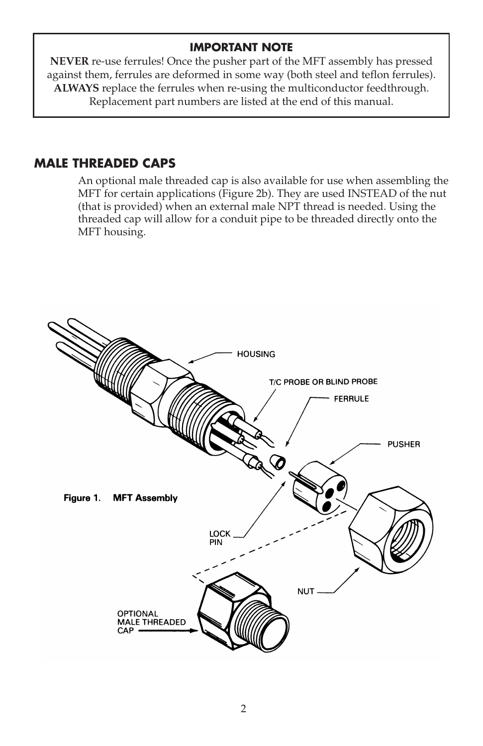**IMPORTANT NOTE**

**NEVER** re-use ferrules! Once the pusher part of the MFT assembly has pressed against them, ferrules are deformed in some way (both steel and teflon ferrules). **ALWAYS** replace the ferrules when re-using the multiconductor feedthrough. Replacement part numbers are listed at the end of this manual.

## MALE THREADED CAPS

An optional male threaded cap is also available for use when assembling the MFT for certain applications (Figure 2b). They are used INSTEAD of the nut (that is provided) when an external male NPT thread is needed. Using the threaded cap will allow for a conduit pipe to be threaded directly onto the MFT housing.

**Figure 1. MFT Assembly**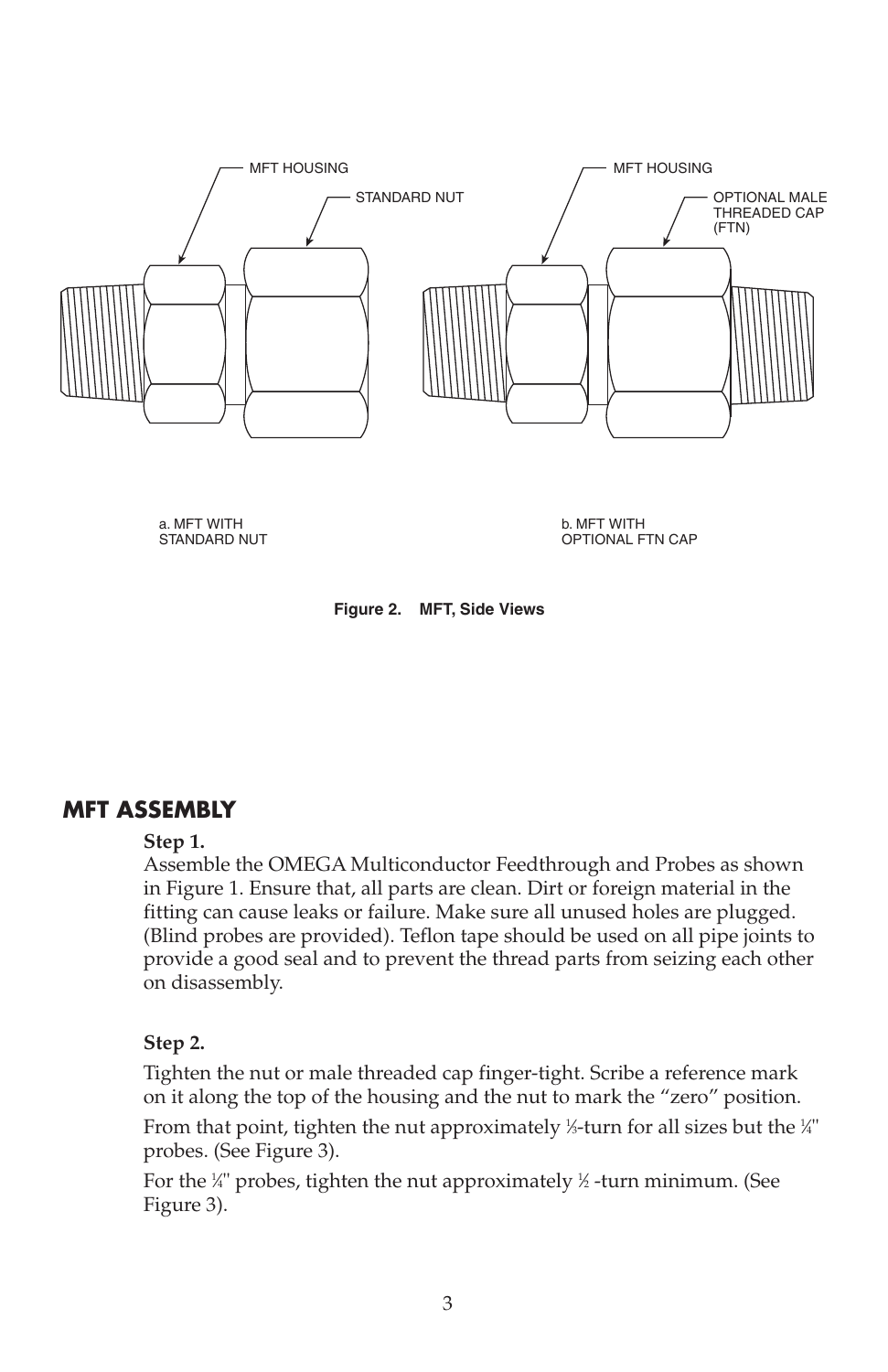MFT HOUSING

STANDARD NUT

a. MFT WITH STANDARD NUT

MFT HOUSING

OPTIONAL MALE THREADED CAP (FTN)

b. MFT WITH OPTIONAL FTN CAP

**Figure 2. MFT, Side Views**

## MFT ASSEMBLY

**Step 1.**

Assemble the OMEGA Multiconductor Feedthrough and Probes as shown in Figure 1. Ensure that, all parts are clean. Dirt or foreign material in the fitting can cause leaks or failure. Make sure all unused holes are plugged. (Blind probes are provided). Teflon tape should be used on all pipe joints to provide a good seal and to prevent the thread parts from seizing each other on disassembly.

**Step 2.**

Tighten the nut or male threaded cap finger-tight. Scribe a reference mark on it along the top of the housing and the nut to mark the “zero” position.

From that point, tighten the nut approximately ⅓-turn for all sizes but the ¼" probes. (See Figure 3).

For the ¼" probes, tighten the nut approximately ½ -turn minimum. (See Figure 3).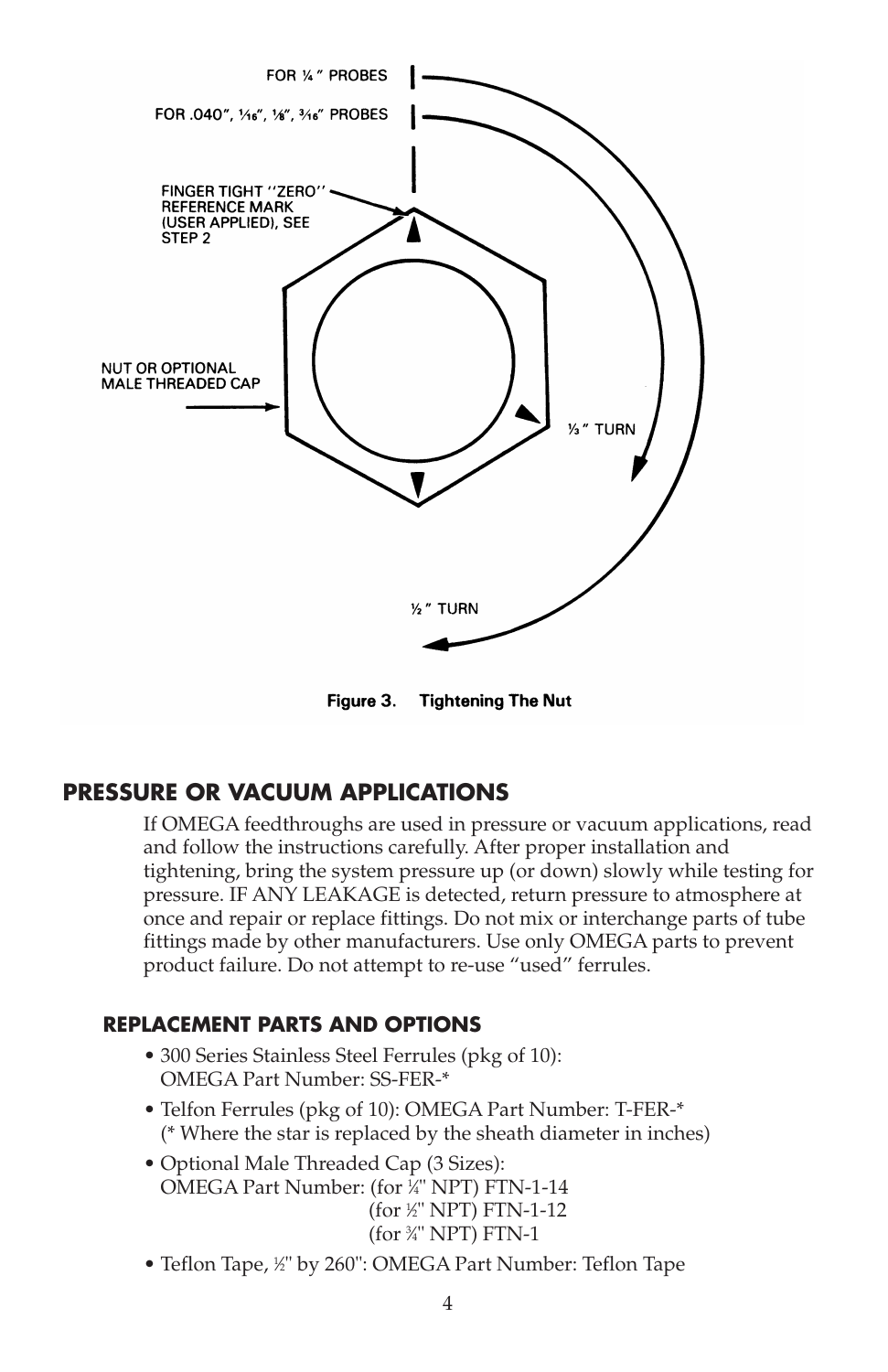FOR ¼" PROBES

FOR .040", 1/16", ⅛", 3/16" PROBES

FINGER TIGHT "ZERO" REFERENCE MARK (USER APPLIED), SEE STEP 2

NUT OR OPTIONAL MALE THREADED CAP

⅓" TURN

½" TURN

**Figure 3. Tightening The Nut**

## PRESSURE OR VACUUM APPLICATIONS

If OMEGA feedthroughs are used in pressure or vacuum applications, read and follow the instructions carefully. After proper installation and tightening, bring the system pressure up (or down) slowly while testing for pressure. IF ANY LEAKAGE is detected, return pressure to atmosphere at once and repair or replace fittings. Do not mix or interchange parts of tube fittings made by other manufacturers. Use only OMEGA parts to prevent product failure. Do not attempt to re-use "used" ferrules.

### REPLACEMENT PARTS AND OPTIONS

- 300 Series Stainless Steel Ferrules (pkg of 10): OMEGA Part Number: SS-FER-*
- Telfon Ferrules (pkg of 10): OMEGA Part Number: T-FER-*
  (* Where the star is replaced by the sheath diameter in inches)
- Optional Male Threaded Cap (3 Sizes):
  OMEGA Part Number: (for ¼" NPT) FTN-1-14
  (for ½" NPT) FTN-1-12
  (for ¾" NPT) FTN-1
- Teflon Tape, ½" by 260": OMEGA Part Number: Teflon Tape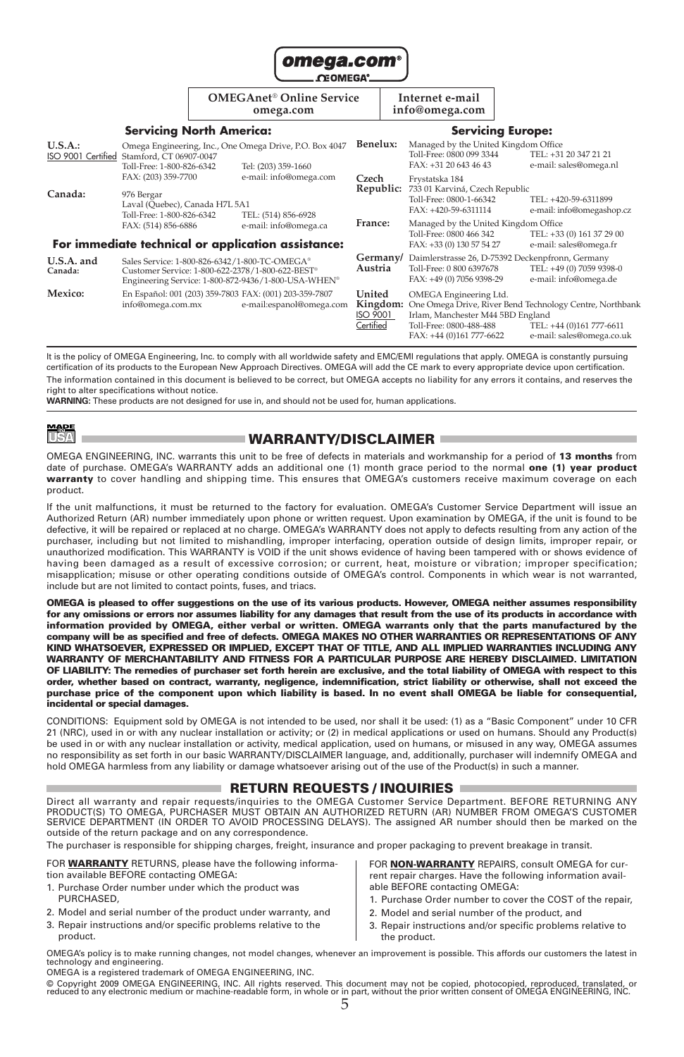**omega.com®**

**OMEGA®**

| OMEGAnet® Online Service omega.com | Internet e-mail info@omega.com |
|---|---|

### Servicing North America:

**U.S.A.:** ISO 9001 Certified
Omega Engineering, Inc., One Omega Drive, P.O. Box 4047
Stamford, CT 06907-0047
Toll-Free: 1-800-826-6342 Tel: (203) 359-1660
FAX: (203) 359-7700 e-mail: info@omega.com

**Canada:**
976 Bergar
Laval (Quebec), Canada H7L 5A1
Toll-Free: 1-800-826-6342 TEL: (514) 856-6928
FAX: (514) 856-6886 e-mail: info@omega.ca

### For immediate technical or application assistance:

**U.S.A. and Canada:**
Sales Service: 1-800-826-6342/1-800-TC-OMEGA®
Customer Service: 1-800-622-2378/1-800-622-BEST®
Engineering Service: 1-800-872-9436/1-800-USA-WHEN®

**Mexico:**
En Español: 001 (203) 359-7803 FAX: (001) 203-359-7807
info@omega.com.mx e-mail:espanol@omega.com

### Servicing Europe:

**Benelux:**
Managed by the United Kingdom Office
Toll-Free: 0800 099 3344 TEL: +31 20 347 21 21
FAX: +31 20 643 46 43 e-mail: sales@omega.nl

**Czech Republic:**
Frystatska 184
733 01 Karviná, Czech Republic
Toll-Free: 0800-1-66342 TEL: +420-59-6311899
FAX: +420-59-6311114 e-mail: info@omegashop.cz

**France:**
Managed by the United Kingdom Office
Toll-Free: 0800 466 342 TEL: +33 (0) 161 37 29 00
FAX: +33 (0) 130 57 54 27 e-mail: sales@omega.fr

**Germany/Austria:**
Daimlerstrasse 26, D-75392 Deckenpfronn, Germany
Toll-Free: 0 800 6397678 TEL: +49 (0) 7059 9398-0
FAX: +49 (0) 7056 9398-29 e-mail: info@omega.de

**United Kingdom:** ISO 9001 Certified
OMEGA Engineering Ltd.
One Omega Drive, River Bend Technology Centre, Northbank
Irlam, Manchester M44 5BD England
Toll-Free: 0800-488-488 TEL: +44 (0)161 777-6611
FAX: +44 (0)161 777-6622 e-mail: sales@omega.co.uk

It is the policy of OMEGA Engineering, Inc. to comply with all worldwide safety and EMC/EMI regulations that apply. OMEGA is constantly pursuing certification of its products to the European New Approach Directives. OMEGA will add the CE mark to every appropriate device upon certification.

The information contained in this document is believed to be correct, but OMEGA accepts no liability for any errors it contains, and reserves the right to alter specifications without notice.

**WARNING:** These products are not designed for use in, and should not be used for, human applications.

## WARRANTY/DISCLAIMER

OMEGA ENGINEERING, INC. warrants this unit to be free of defects in materials and workmanship for a period of **13 months** from date of purchase. OMEGA's WARRANTY adds an additional one (1) month grace period to the normal **one (1) year product warranty** to cover handling and shipping time. This ensures that OMEGA's customers receive maximum coverage on each product.

If the unit malfunctions, it must be returned to the factory for evaluation. OMEGA's Customer Service Department will issue an Authorized Return (AR) number immediately upon phone or written request. Upon examination by OMEGA, if the unit is found to be defective, it will be repaired or replaced at no charge. OMEGA's WARRANTY does not apply to defects resulting from any action of the purchaser, including but not limited to mishandling, improper interfacing, operation outside of design limits, improper repair, or unauthorized modification. This WARRANTY is VOID if the unit shows evidence of having been tampered with or shows evidence of having been damaged as a result of excessive corrosion; or current, heat, moisture or vibration; improper specification; misapplication; misuse or other operating conditions outside of OMEGA's control. Components in which wear is not warranted, include but are not limited to contact points, fuses, and triacs.

**OMEGA is pleased to offer suggestions on the use of its various products. However, OMEGA neither assumes responsibility for any omissions or errors nor assumes liability for any damages that result from the use of its products in accordance with information provided by OMEGA, either verbal or written. OMEGA warrants only that the parts manufactured by the company will be as specified and free of defects. OMEGA MAKES NO OTHER WARRANTIES OR REPRESENTATIONS OF ANY KIND WHATSOEVER, EXPRESSED OR IMPLIED, EXCEPT THAT OF TITLE, AND ALL IMPLIED WARRANTIES INCLUDING ANY WARRANTY OF MERCHANTABILITY AND FITNESS FOR A PARTICULAR PURPOSE ARE HEREBY DISCLAIMED. LIMITATION OF LIABILITY: The remedies of purchaser set forth herein are exclusive, and the total liability of OMEGA with respect to this order, whether based on contract, warranty, negligence, indemnification, strict liability or otherwise, shall not exceed the purchase price of the component upon which liability is based. In no event shall OMEGA be liable for consequential, incidental or special damages.**

CONDITIONS: Equipment sold by OMEGA is not intended to be used, nor shall it be used: (1) as a "Basic Component" under 10 CFR 21 (NRC), used in or with any nuclear installation or activity; or (2) in medical applications or used on humans. Should any Product(s) be used in or with any nuclear installation or activity, medical application, used on humans, or misused in any way, OMEGA assumes no responsibility as set forth in our basic WARRANTY/DISCLAIMER language, and, additionally, purchaser will indemnify OMEGA and hold OMEGA harmless from any liability or damage whatsoever arising out of the use of the Product(s) in such a manner.

## RETURN REQUESTS / INQUIRIES

Direct all warranty and repair requests/inquiries to the OMEGA Customer Service Department. BEFORE RETURNING ANY PRODUCT(S) TO OMEGA, PURCHASER MUST OBTAIN AN AUTHORIZED RETURN (AR) NUMBER FROM OMEGA'S CUSTOMER SERVICE DEPARTMENT (IN ORDER TO AVOID PROCESSING DELAYS). The assigned AR number should then be marked on the outside of the return package and on any correspondence.

The purchaser is responsible for shipping charges, freight, insurance and proper packaging to prevent breakage in transit.

FOR **WARRANTY** RETURNS, please have the following information available BEFORE contacting OMEGA:

1. Purchase Order number under which the product was PURCHASED,
2. Model and serial number of the product under warranty, and
3. Repair instructions and/or specific problems relative to the product.

FOR **NON-WARRANTY** REPAIRS, consult OMEGA for current repair charges. Have the following information available BEFORE contacting OMEGA:

1. Purchase Order number to cover the COST of the repair,
2. Model and serial number of the product, and
3. Repair instructions and/or specific problems relative to the product.

OMEGA's policy is to make running changes, not model changes, whenever an improvement is possible. This affords our customers the latest in technology and engineering.

OMEGA is a registered trademark of OMEGA ENGINEERING, INC.

© Copyright 2009 OMEGA ENGINEERING, INC. All rights reserved. This document may not be copied, photocopied, reproduced, translated, or reduced to any electronic medium or machine-readable form, in whole or in part, without the prior written consent of OMEGA ENGINEERING, INC.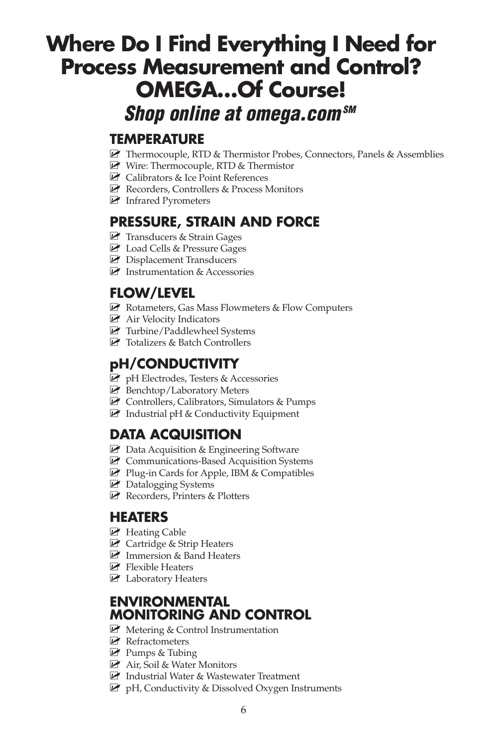# Where Do I Find Everything I Need for Process Measurement and Control? OMEGA...Of Course!

## *Shop online at omega.com℠*

### TEMPERATURE

- Thermocouple, RTD & Thermistor Probes, Connectors, Panels & Assemblies
- Wire: Thermocouple, RTD & Thermistor
- Calibrators & Ice Point References
- Recorders, Controllers & Process Monitors
- Infrared Pyrometers

### PRESSURE, STRAIN AND FORCE

- Transducers & Strain Gages
- Load Cells & Pressure Gages
- Displacement Transducers
- Instrumentation & Accessories

### FLOW/LEVEL

- Rotameters, Gas Mass Flowmeters & Flow Computers
- Air Velocity Indicators
- Turbine/Paddlewheel Systems
- Totalizers & Batch Controllers

### pH/CONDUCTIVITY

- pH Electrodes, Testers & Accessories
- Benchtop/Laboratory Meters
- Controllers, Calibrators, Simulators & Pumps
- Industrial pH & Conductivity Equipment

### DATA ACQUISITION

- Data Acquisition & Engineering Software
- Communications-Based Acquisition Systems
- Plug-in Cards for Apple, IBM & Compatibles
- Datalogging Systems
- Recorders, Printers & Plotters

### HEATERS

- Heating Cable
- Cartridge & Strip Heaters
- Immersion & Band Heaters
- Flexible Heaters
- Laboratory Heaters

### ENVIRONMENTAL MONITORING AND CONTROL

- Metering & Control Instrumentation
- Refractometers
- Pumps & Tubing
- Air, Soil & Water Monitors
- Industrial Water & Wastewater Treatment
- pH, Conductivity & Dissolved Oxygen Instruments